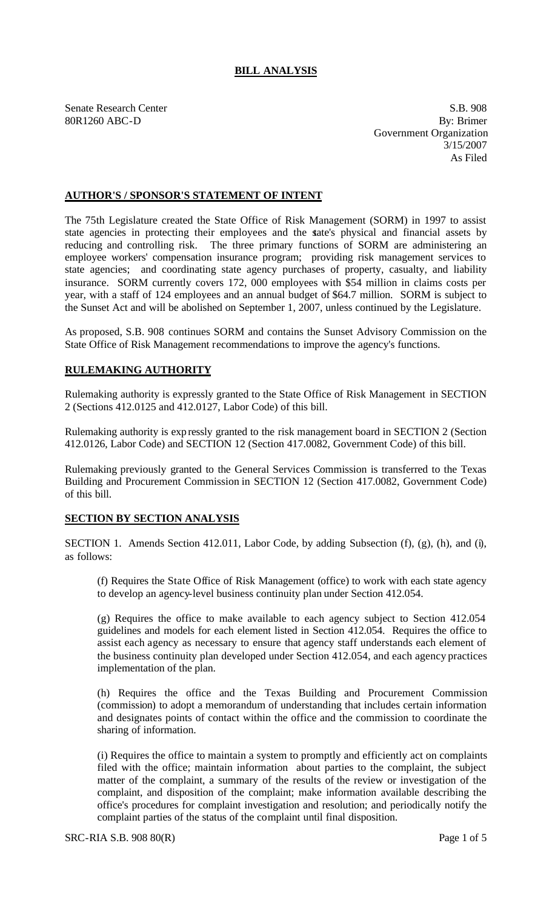# BILL ANALYSIS

Senate Research Center
80R1260 ABC-D

S.B. 908
By: Brimer
Government Organization
3/15/2007
As Filed

## AUTHOR'S / SPONSOR'S STATEMENT OF INTENT

The 75th Legislature created the State Office of Risk Management (SORM) in 1997 to assist state agencies in protecting their employees and the state's physical and financial assets by reducing and controlling risk. The three primary functions of SORM are administering an employee workers' compensation insurance program; providing risk management services to state agencies; and coordinating state agency purchases of property, casualty, and liability insurance. SORM currently covers 172, 000 employees with $54 million in claims costs per year, with a staff of 124 employees and an annual budget of $64.7 million. SORM is subject to the Sunset Act and will be abolished on September 1, 2007, unless continued by the Legislature.

As proposed, S.B. 908 continues SORM and contains the Sunset Advisory Commission on the State Office of Risk Management recommendations to improve the agency's functions.

## RULEMAKING AUTHORITY

Rulemaking authority is expressly granted to the State Office of Risk Management in SECTION 2 (Sections 412.0125 and 412.0127, Labor Code) of this bill.

Rulemaking authority is expressly granted to the risk management board in SECTION 2 (Section 412.0126, Labor Code) and SECTION 12 (Section 417.0082, Government Code) of this bill.

Rulemaking previously granted to the General Services Commission is transferred to the Texas Building and Procurement Commission in SECTION 12 (Section 417.0082, Government Code) of this bill.

## SECTION BY SECTION ANALYSIS

SECTION 1. Amends Section 412.011, Labor Code, by adding Subsection (f), (g), (h), and (i), as follows:

(f) Requires the State Office of Risk Management (office) to work with each state agency to develop an agency-level business continuity plan under Section 412.054.

(g) Requires the office to make available to each agency subject to Section 412.054 guidelines and models for each element listed in Section 412.054. Requires the office to assist each agency as necessary to ensure that agency staff understands each element of the business continuity plan developed under Section 412.054, and each agency practices implementation of the plan.

(h) Requires the office and the Texas Building and Procurement Commission (commission) to adopt a memorandum of understanding that includes certain information and designates points of contact within the office and the commission to coordinate the sharing of information.

(i) Requires the office to maintain a system to promptly and efficiently act on complaints filed with the office; maintain information about parties to the complaint, the subject matter of the complaint, a summary of the results of the review or investigation of the complaint, and disposition of the complaint; make information available describing the office's procedures for complaint investigation and resolution; and periodically notify the complaint parties of the status of the complaint until final disposition.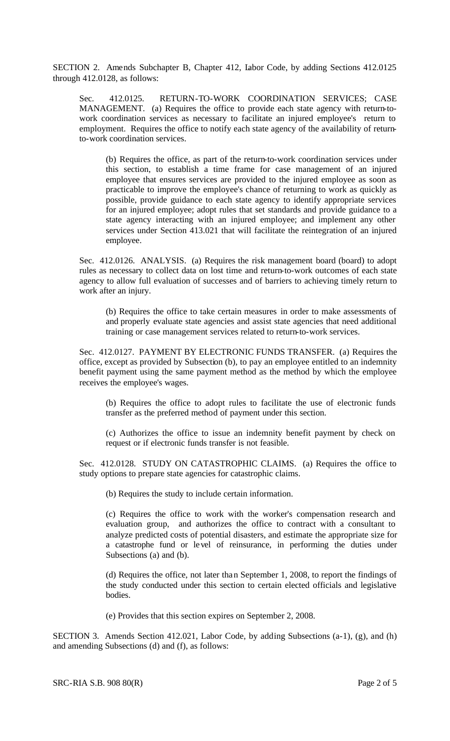SECTION 2. Amends Subchapter B, Chapter 412, Labor Code, by adding Sections 412.0125 through 412.0128, as follows:

Sec. 412.0125. RETURN-TO-WORK COORDINATION SERVICES; CASE MANAGEMENT. (a) Requires the office to provide each state agency with return-to-work coordination services as necessary to facilitate an injured employee's return to employment. Requires the office to notify each state agency of the availability of return-to-work coordination services.

(b) Requires the office, as part of the return-to-work coordination services under this section, to establish a time frame for case management of an injured employee that ensures services are provided to the injured employee as soon as practicable to improve the employee's chance of returning to work as quickly as possible, provide guidance to each state agency to identify appropriate services for an injured employee; adopt rules that set standards and provide guidance to a state agency interacting with an injured employee; and implement any other services under Section 413.021 that will facilitate the reintegration of an injured employee.

Sec. 412.0126. ANALYSIS. (a) Requires the risk management board (board) to adopt rules as necessary to collect data on lost time and return-to-work outcomes of each state agency to allow full evaluation of successes and of barriers to achieving timely return to work after an injury.

(b) Requires the office to take certain measures in order to make assessments of and properly evaluate state agencies and assist state agencies that need additional training or case management services related to return-to-work services.

Sec. 412.0127. PAYMENT BY ELECTRONIC FUNDS TRANSFER. (a) Requires the office, except as provided by Subsection (b), to pay an employee entitled to an indemnity benefit payment using the same payment method as the method by which the employee receives the employee's wages.

(b) Requires the office to adopt rules to facilitate the use of electronic funds transfer as the preferred method of payment under this section.

(c) Authorizes the office to issue an indemnity benefit payment by check on request or if electronic funds transfer is not feasible.

Sec. 412.0128. STUDY ON CATASTROPHIC CLAIMS. (a) Requires the office to study options to prepare state agencies for catastrophic claims.

(b) Requires the study to include certain information.

(c) Requires the office to work with the worker's compensation research and evaluation group, and authorizes the office to contract with a consultant to analyze predicted costs of potential disasters, and estimate the appropriate size for a catastrophe fund or level of reinsurance, in performing the duties under Subsections (a) and (b).

(d) Requires the office, not later than September 1, 2008, to report the findings of the study conducted under this section to certain elected officials and legislative bodies.

(e) Provides that this section expires on September 2, 2008.

SECTION 3. Amends Section 412.021, Labor Code, by adding Subsections (a-1), (g), and (h) and amending Subsections (d) and (f), as follows: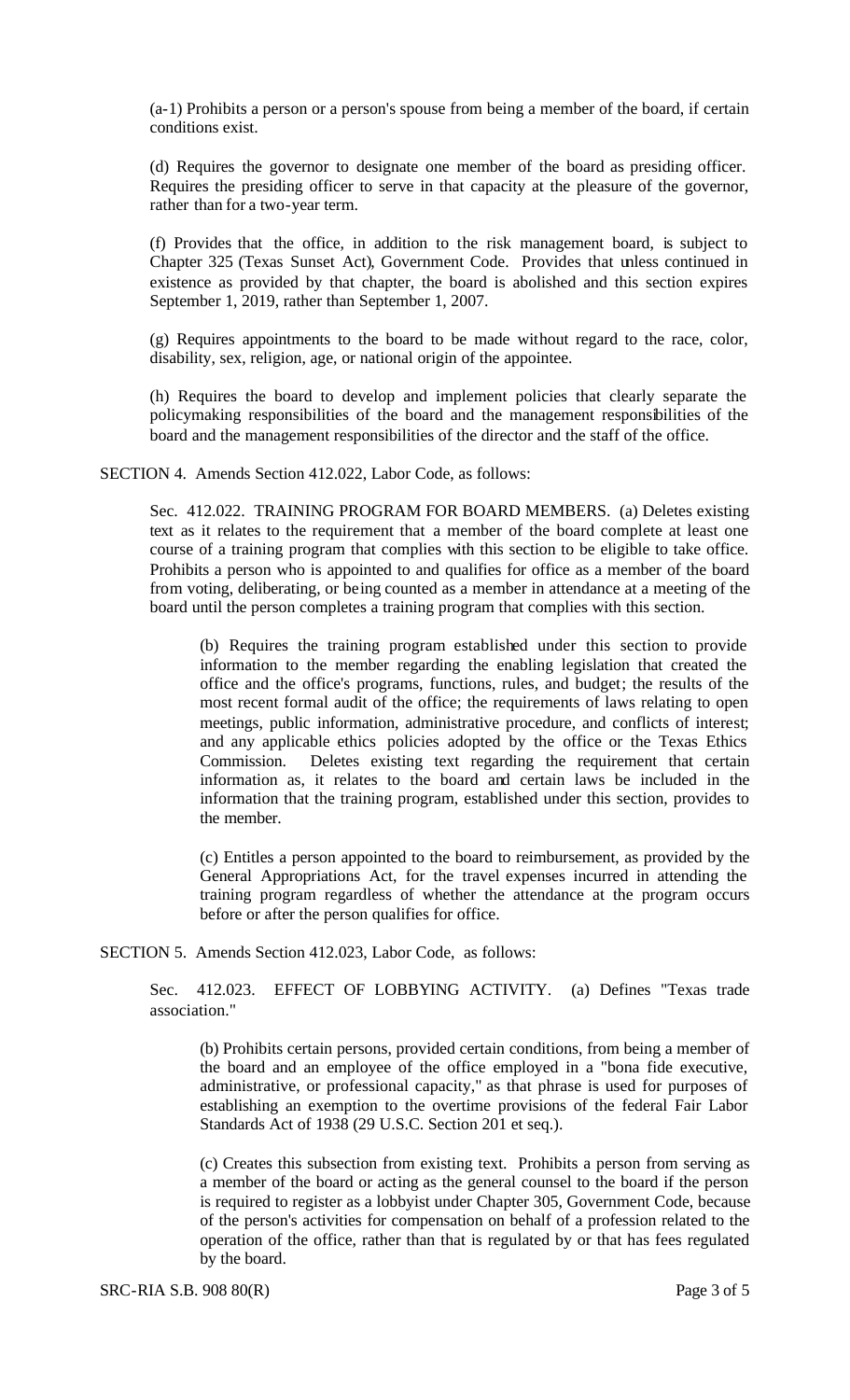(a-1) Prohibits a person or a person's spouse from being a member of the board, if certain conditions exist.

(d) Requires the governor to designate one member of the board as presiding officer. Requires the presiding officer to serve in that capacity at the pleasure of the governor, rather than for a two-year term.

(f) Provides that the office, in addition to the risk management board, is subject to Chapter 325 (Texas Sunset Act), Government Code. Provides that unless continued in existence as provided by that chapter, the board is abolished and this section expires September 1, 2019, rather than September 1, 2007.

(g) Requires appointments to the board to be made without regard to the race, color, disability, sex, religion, age, or national origin of the appointee.

(h) Requires the board to develop and implement policies that clearly separate the policymaking responsibilities of the board and the management responsibilities of the board and the management responsibilities of the director and the staff of the office.

SECTION 4. Amends Section 412.022, Labor Code, as follows:

Sec. 412.022. TRAINING PROGRAM FOR BOARD MEMBERS. (a) Deletes existing text as it relates to the requirement that a member of the board complete at least one course of a training program that complies with this section to be eligible to take office. Prohibits a person who is appointed to and qualifies for office as a member of the board from voting, deliberating, or being counted as a member in attendance at a meeting of the board until the person completes a training program that complies with this section.

(b) Requires the training program established under this section to provide information to the member regarding the enabling legislation that created the office and the office's programs, functions, rules, and budget; the results of the most recent formal audit of the office; the requirements of laws relating to open meetings, public information, administrative procedure, and conflicts of interest; and any applicable ethics policies adopted by the office or the Texas Ethics Commission. Deletes existing text regarding the requirement that certain information as, it relates to the board and certain laws be included in the information that the training program, established under this section, provides to the member.

(c) Entitles a person appointed to the board to reimbursement, as provided by the General Appropriations Act, for the travel expenses incurred in attending the training program regardless of whether the attendance at the program occurs before or after the person qualifies for office.

SECTION 5. Amends Section 412.023, Labor Code, as follows:

Sec. 412.023. EFFECT OF LOBBYING ACTIVITY. (a) Defines "Texas trade association."

(b) Prohibits certain persons, provided certain conditions, from being a member of the board and an employee of the office employed in a "bona fide executive, administrative, or professional capacity," as that phrase is used for purposes of establishing an exemption to the overtime provisions of the federal Fair Labor Standards Act of 1938 (29 U.S.C. Section 201 et seq.).

(c) Creates this subsection from existing text. Prohibits a person from serving as a member of the board or acting as the general counsel to the board if the person is required to register as a lobbyist under Chapter 305, Government Code, because of the person's activities for compensation on behalf of a profession related to the operation of the office, rather than that is regulated by or that has fees regulated by the board.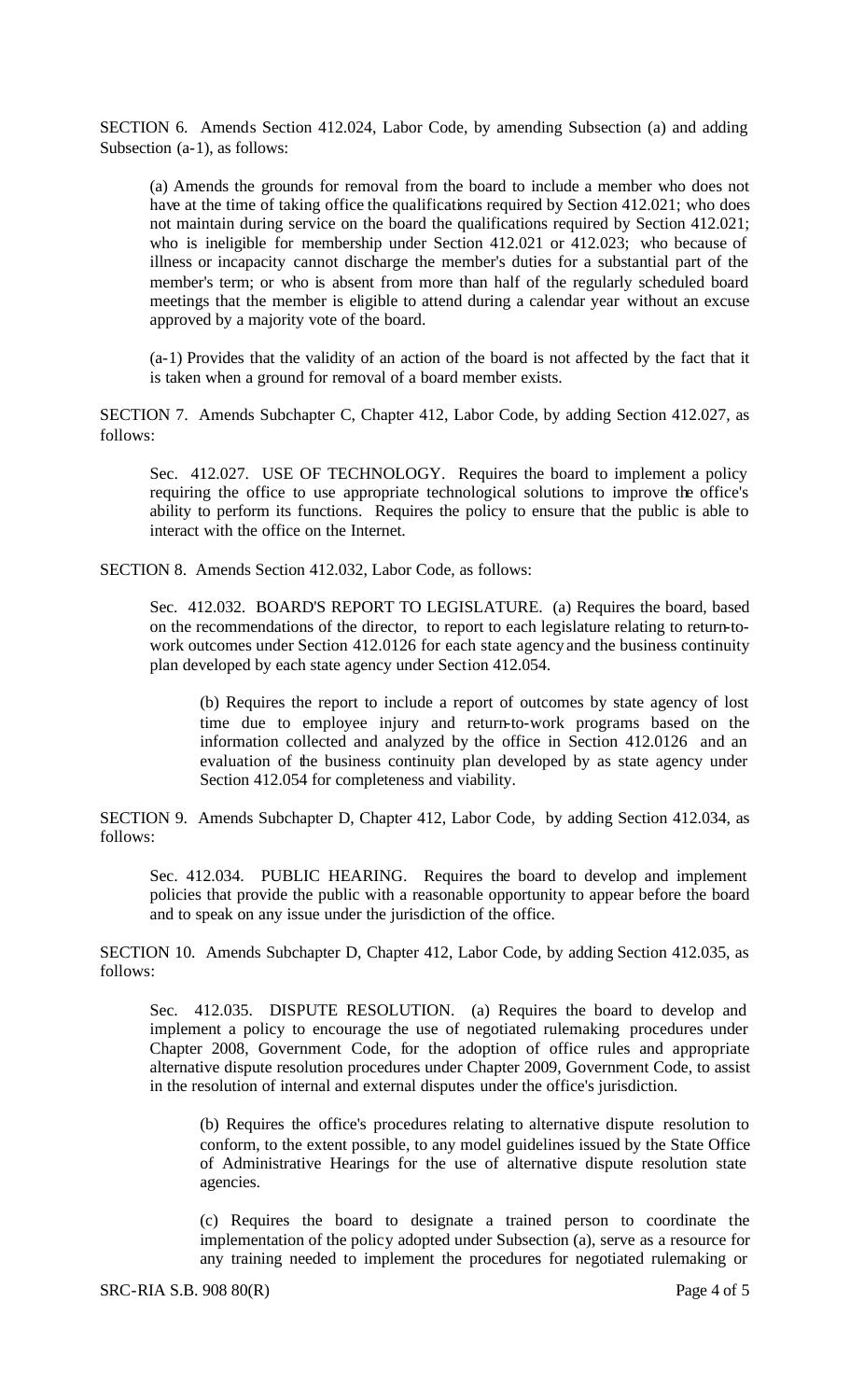SECTION 6. Amends Section 412.024, Labor Code, by amending Subsection (a) and adding Subsection (a-1), as follows:

(a) Amends the grounds for removal from the board to include a member who does not have at the time of taking office the qualifications required by Section 412.021; who does not maintain during service on the board the qualifications required by Section 412.021; who is ineligible for membership under Section 412.021 or 412.023; who because of illness or incapacity cannot discharge the member's duties for a substantial part of the member's term; or who is absent from more than half of the regularly scheduled board meetings that the member is eligible to attend during a calendar year without an excuse approved by a majority vote of the board.

(a-1) Provides that the validity of an action of the board is not affected by the fact that it is taken when a ground for removal of a board member exists.

SECTION 7. Amends Subchapter C, Chapter 412, Labor Code, by adding Section 412.027, as follows:

Sec. 412.027. USE OF TECHNOLOGY. Requires the board to implement a policy requiring the office to use appropriate technological solutions to improve the office's ability to perform its functions. Requires the policy to ensure that the public is able to interact with the office on the Internet.

SECTION 8. Amends Section 412.032, Labor Code, as follows:

Sec. 412.032. BOARD'S REPORT TO LEGISLATURE. (a) Requires the board, based on the recommendations of the director, to report to each legislature relating to return-to-work outcomes under Section 412.0126 for each state agency and the business continuity plan developed by each state agency under Section 412.054.

(b) Requires the report to include a report of outcomes by state agency of lost time due to employee injury and return-to-work programs based on the information collected and analyzed by the office in Section 412.0126 and an evaluation of the business continuity plan developed by as state agency under Section 412.054 for completeness and viability.

SECTION 9. Amends Subchapter D, Chapter 412, Labor Code, by adding Section 412.034, as follows:

Sec. 412.034. PUBLIC HEARING. Requires the board to develop and implement policies that provide the public with a reasonable opportunity to appear before the board and to speak on any issue under the jurisdiction of the office.

SECTION 10. Amends Subchapter D, Chapter 412, Labor Code, by adding Section 412.035, as follows:

Sec. 412.035. DISPUTE RESOLUTION. (a) Requires the board to develop and implement a policy to encourage the use of negotiated rulemaking procedures under Chapter 2008, Government Code, for the adoption of office rules and appropriate alternative dispute resolution procedures under Chapter 2009, Government Code, to assist in the resolution of internal and external disputes under the office's jurisdiction.

(b) Requires the office's procedures relating to alternative dispute resolution to conform, to the extent possible, to any model guidelines issued by the State Office of Administrative Hearings for the use of alternative dispute resolution state agencies.

(c) Requires the board to designate a trained person to coordinate the implementation of the policy adopted under Subsection (a), serve as a resource for any training needed to implement the procedures for negotiated rulemaking or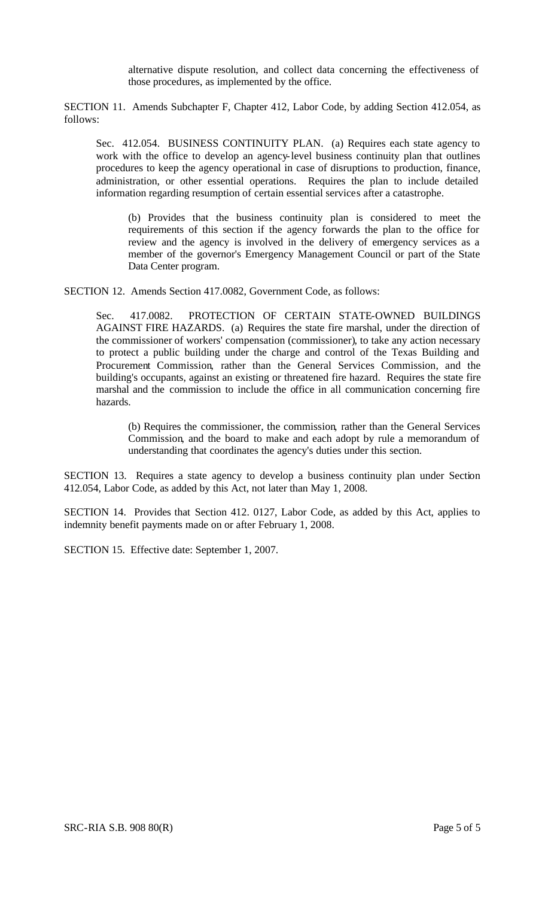alternative dispute resolution, and collect data concerning the effectiveness of those procedures, as implemented by the office.

SECTION 11. Amends Subchapter F, Chapter 412, Labor Code, by adding Section 412.054, as follows:

Sec. 412.054. BUSINESS CONTINUITY PLAN. (a) Requires each state agency to work with the office to develop an agency-level business continuity plan that outlines procedures to keep the agency operational in case of disruptions to production, finance, administration, or other essential operations. Requires the plan to include detailed information regarding resumption of certain essential services after a catastrophe.

(b) Provides that the business continuity plan is considered to meet the requirements of this section if the agency forwards the plan to the office for review and the agency is involved in the delivery of emergency services as a member of the governor's Emergency Management Council or part of the State Data Center program.

SECTION 12. Amends Section 417.0082, Government Code, as follows:

Sec. 417.0082. PROTECTION OF CERTAIN STATE-OWNED BUILDINGS AGAINST FIRE HAZARDS. (a) Requires the state fire marshal, under the direction of the commissioner of workers' compensation (commissioner), to take any action necessary to protect a public building under the charge and control of the Texas Building and Procurement Commission, rather than the General Services Commission, and the building's occupants, against an existing or threatened fire hazard. Requires the state fire marshal and the commission to include the office in all communication concerning fire hazards.

(b) Requires the commissioner, the commission, rather than the General Services Commission, and the board to make and each adopt by rule a memorandum of understanding that coordinates the agency's duties under this section.

SECTION 13. Requires a state agency to develop a business continuity plan under Section 412.054, Labor Code, as added by this Act, not later than May 1, 2008.

SECTION 14. Provides that Section 412. 0127, Labor Code, as added by this Act, applies to indemnity benefit payments made on or after February 1, 2008.

SECTION 15. Effective date: September 1, 2007.